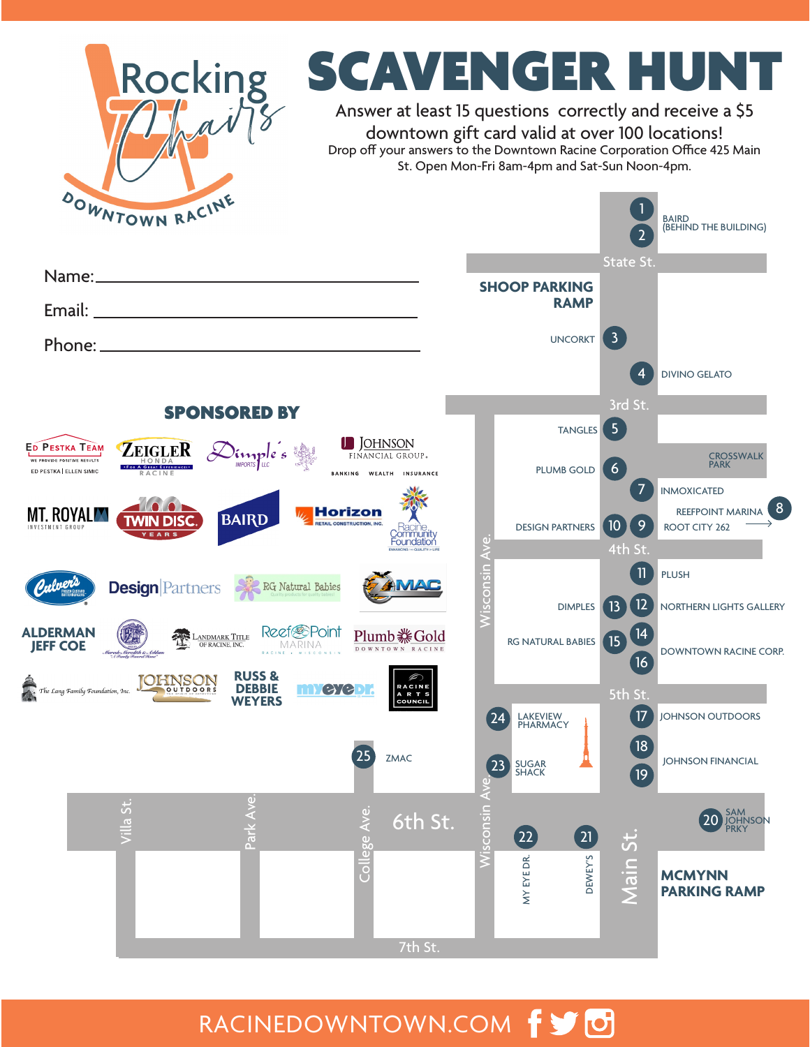Rocking Chairs

DOWNTOWN RACINE

# SCAVENGER HUNT

Answer at least 15 questions correctly and receive a $5 downtown gift card valid at over 100 locations!

Drop off your answers to the Downtown Racine Corporation Office 425 Main St. Open Mon-Fri 8am-4pm and Sat-Sun Noon-4pm.

Name: ____________________

Email: ____________________

Phone: ____________________

## SPONSORED BY

Ed Pestka Team — We provide positive results — ED PESTKA | ELLEN SIMIC

Zeigler Honda — "For A Great Experience" — Racine

Dimple's Imports LLC

Johnson Financial Group — Banking Wealth Insurance

Mt. Royal Investment Group

Twin Disc 100 Years

Baird

Horizon Retail Construction, Inc.

Racine Community Foundation — Enhancing the Quality of Life

Culver's

Design Partners

RG Natural Babies

MAC

Alderman Jeff Coe

Maresh-Meredith & Acklam

Landmark Title of Racine, Inc.

Reef Point Marina — Racine • Wisconsin

Plumb Gold — Downtown Racine

The Lang Family Foundation, Inc.

Johnson Outdoors

Russ & Debbie Weyers

myeyedr.

Racine Arts Council

1. Baird (behind the building)
2. Baird (behind the building)
3. Uncorkt
4. Divino Gelato
5. Tangles
6. Plumb Gold
7. Inmoxicated
8. Reefpoint Marina
9. Root City 262
10. Design Partners
11. Plush
12. Northern Lights Gallery
13. Dimples
14. Downtown Racine Corp.
15. RG Natural Babies
16. Downtown Racine Corp.
17. Johnson Outdoors
18. Johnson Financial
19. Johnson Financial
20. Sam Johnson Prky
21. Dewey's
22. My Eye Dr.
23. Sugar Shack
24. Lakeview Pharmacy
25. ZMAC

State St.

Shoop Parking Ramp

3rd St.

Crosswalk Park

4th St.

5th St.

6th St.

7th St.

Villa St.

Park Ave.

College Ave.

Wisconsin Ave.

Main St.

McMynn Parking Ramp

RACINEDOWNTOWN.COM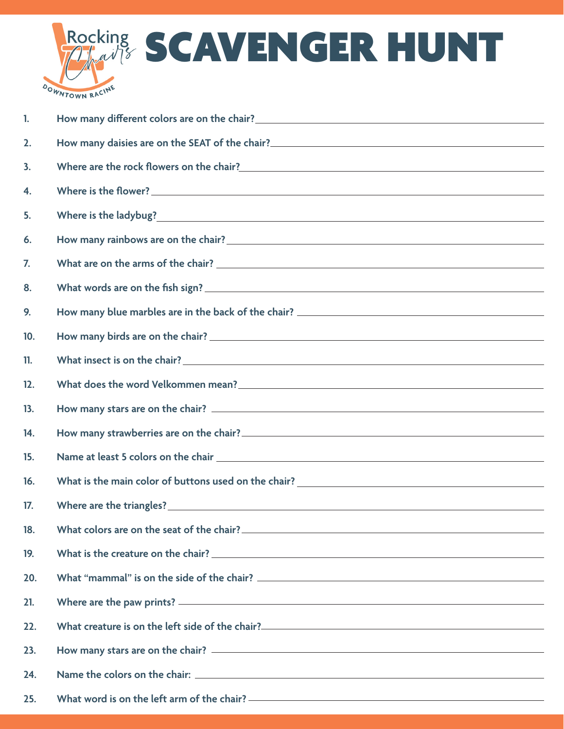# SCAVENGER HUNT

Rocking Chairs
DOWNTOWN RACINE

1. How many different colors are on the chair? ____________________
2. How many daisies are on the SEAT of the chair? ____________________
3. Where are the rock flowers on the chair? ____________________
4. Where is the flower? ____________________
5. Where is the ladybug? ____________________
6. How many rainbows are on the chair? ____________________
7. What are on the arms of the chair? ____________________
8. What words are on the fish sign? ____________________
9. How many blue marbles are in the back of the chair? ____________________
10. How many birds are on the chair? ____________________
11. What insect is on the chair? ____________________
12. What does the word Velkommen mean? ____________________
13. How many stars are on the chair? ____________________
14. How many strawberries are on the chair? ____________________
15. Name at least 5 colors on the chair ____________________
16. What is the main color of buttons used on the chair? ____________________
17. Where are the triangles? ____________________
18. What colors are on the seat of the chair? ____________________
19. What is the creature on the chair? ____________________
20. What "mammal" is on the side of the chair? ____________________
21. Where are the paw prints? ____________________
22. What creature is on the left side of the chair? ____________________
23. How many stars are on the chair? ____________________
24. Name the colors on the chair: ____________________
25. What word is on the left arm of the chair? ____________________